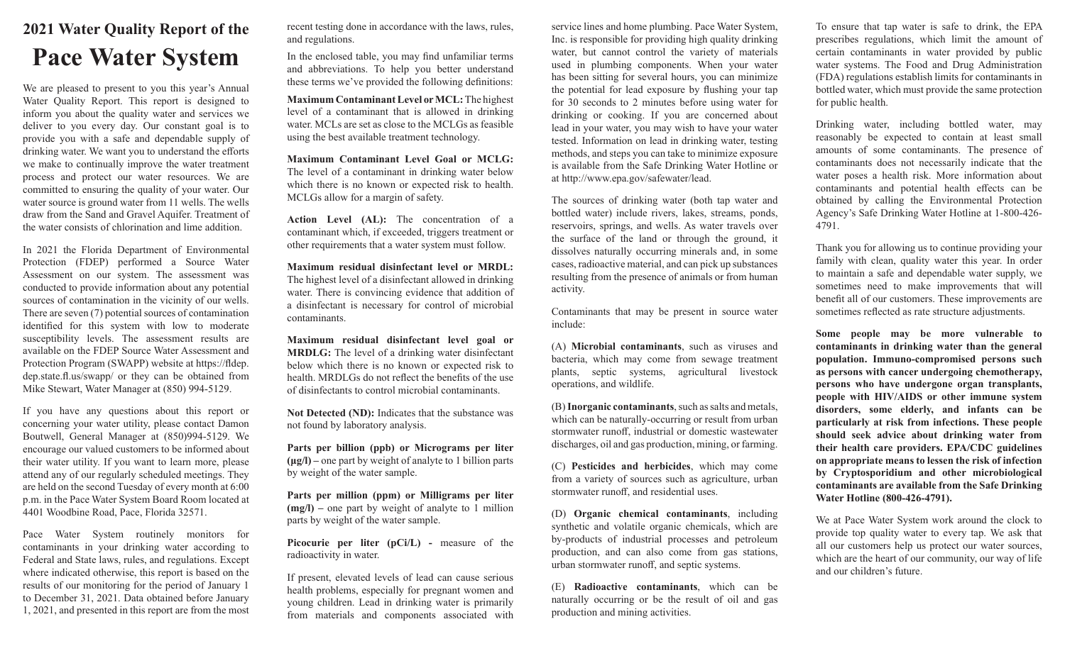# 2021 Water Quality Report of the Pace Water System

We are pleased to present to you this year's Annual Water Quality Report. This report is designed to inform you about the quality water and services we deliver to you every day. Our constant goal is to provide you with a safe and dependable supply of drinking water. We want you to understand the efforts we make to continually improve the water treatment process and protect our water resources. We are committed to ensuring the quality of your water. Our water source is ground water from 11 wells. The wells draw from the Sand and Gravel Aquifer. Treatment of the water consists of chlorination and lime addition.

In 2021 the Florida Department of Environmental Protection (FDEP) performed a Source Water Assessment on our system. The assessment was conducted to provide information about any potential sources of contamination in the vicinity of our wells. There are seven (7) potential sources of contamination identified for this system with low to moderate susceptibility levels. The assessment results are available on the FDEP Source Water Assessment and Protection Program (SWAPP) website at https://fldep.dep.state.fl.us/swapp/ or they can be obtained from Mike Stewart, Water Manager at (850) 994-5129.

If you have any questions about this report or concerning your water utility, please contact Damon Boutwell, General Manager at (850)994-5129. We encourage our valued customers to be informed about their water utility. If you want to learn more, please attend any of our regularly scheduled meetings. They are held on the second Tuesday of every month at 6:00 p.m. in the Pace Water System Board Room located at 4401 Woodbine Road, Pace, Florida 32571.

Pace Water System routinely monitors for contaminants in your drinking water according to Federal and State laws, rules, and regulations. Except where indicated otherwise, this report is based on the results of our monitoring for the period of January 1 to December 31, 2021. Data obtained before January 1, 2021, and presented in this report are from the most recent testing done in accordance with the laws, rules, and regulations.

In the enclosed table, you may find unfamiliar terms and abbreviations. To help you better understand these terms we've provided the following definitions:

**Maximum Contaminant Level or MCL:** The highest level of a contaminant that is allowed in drinking water. MCLs are set as close to the MCLGs as feasible using the best available treatment technology.

**Maximum Contaminant Level Goal or MCLG:** The level of a contaminant in drinking water below which there is no known or expected risk to health. MCLGs allow for a margin of safety.

**Action Level (AL):** The concentration of a contaminant which, if exceeded, triggers treatment or other requirements that a water system must follow.

**Maximum residual disinfectant level or MRDL:** The highest level of a disinfectant allowed in drinking water. There is convincing evidence that addition of a disinfectant is necessary for control of microbial contaminants.

**Maximum residual disinfectant level goal or MRDLG:** The level of a drinking water disinfectant below which there is no known or expected risk to health. MRDLGs do not reflect the benefits of the use of disinfectants to control microbial contaminants.

**Not Detected (ND):** Indicates that the substance was not found by laboratory analysis.

**Parts per billion (ppb) or Micrograms per liter (µg/l)** – one part by weight of analyte to 1 billion parts by weight of the water sample.

**Parts per million (ppm) or Milligrams per liter (mg/l)** – one part by weight of analyte to 1 million parts by weight of the water sample.

**Picocurie per liter (pCi/L)** - measure of the radioactivity in water.

If present, elevated levels of lead can cause serious health problems, especially for pregnant women and young children. Lead in drinking water is primarily from materials and components associated with service lines and home plumbing. Pace Water System, Inc. is responsible for providing high quality drinking water, but cannot control the variety of materials used in plumbing components. When your water has been sitting for several hours, you can minimize the potential for lead exposure by flushing your tap for 30 seconds to 2 minutes before using water for drinking or cooking. If you are concerned about lead in your water, you may wish to have your water tested. Information on lead in drinking water, testing methods, and steps you can take to minimize exposure is available from the Safe Drinking Water Hotline or at http://www.epa.gov/safewater/lead.

The sources of drinking water (both tap water and bottled water) include rivers, lakes, streams, ponds, reservoirs, springs, and wells. As water travels over the surface of the land or through the ground, it dissolves naturally occurring minerals and, in some cases, radioactive material, and can pick up substances resulting from the presence of animals or from human activity.

Contaminants that may be present in source water include:

(A) **Microbial contaminants**, such as viruses and bacteria, which may come from sewage treatment plants, septic systems, agricultural livestock operations, and wildlife.

(B) **Inorganic contaminants**, such as salts and metals, which can be naturally-occurring or result from urban stormwater runoff, industrial or domestic wastewater discharges, oil and gas production, mining, or farming.

(C) **Pesticides and herbicides**, which may come from a variety of sources such as agriculture, urban stormwater runoff, and residential uses.

(D) **Organic chemical contaminants**, including synthetic and volatile organic chemicals, which are by-products of industrial processes and petroleum production, and can also come from gas stations, urban stormwater runoff, and septic systems.

(E) **Radioactive contaminants**, which can be naturally occurring or be the result of oil and gas production and mining activities.

To ensure that tap water is safe to drink, the EPA prescribes regulations, which limit the amount of certain contaminants in water provided by public water systems. The Food and Drug Administration (FDA) regulations establish limits for contaminants in bottled water, which must provide the same protection for public health.

Drinking water, including bottled water, may reasonably be expected to contain at least small amounts of some contaminants. The presence of contaminants does not necessarily indicate that the water poses a health risk. More information about contaminants and potential health effects can be obtained by calling the Environmental Protection Agency's Safe Drinking Water Hotline at 1-800-426-4791.

Thank you for allowing us to continue providing your family with clean, quality water this year. In order to maintain a safe and dependable water supply, we sometimes need to make improvements that will benefit all of our customers. These improvements are sometimes reflected as rate structure adjustments.

**Some people may be more vulnerable to contaminants in drinking water than the general population. Immuno-compromised persons such as persons with cancer undergoing chemotherapy, persons who have undergone organ transplants, people with HIV/AIDS or other immune system disorders, some elderly, and infants can be particularly at risk from infections. These people should seek advice about drinking water from their health care providers. EPA/CDC guidelines on appropriate means to lessen the risk of infection by Cryptosporidium and other microbiological contaminants are available from the Safe Drinking Water Hotline (800-426-4791).**

We at Pace Water System work around the clock to provide top quality water to every tap. We ask that all our customers help us protect our water sources, which are the heart of our community, our way of life and our children's future.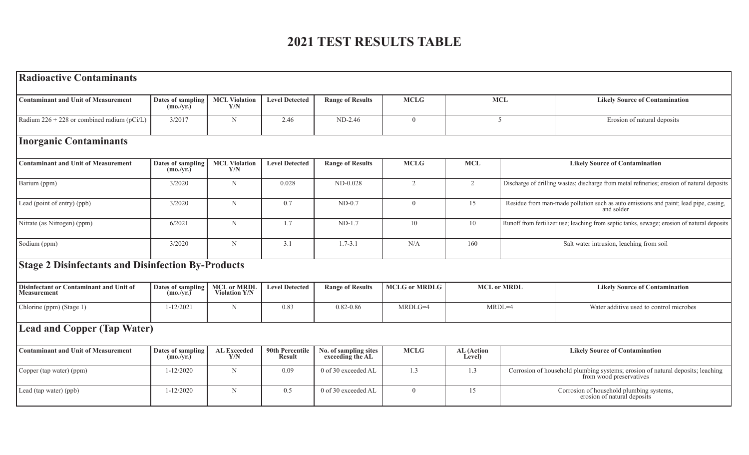# 2021 TEST RESULTS TABLE

## Radioactive Contaminants

| Contaminant and Unit of Measurement | Dates of sampling (mo./yr.) | MCL Violation Y/N | Level Detected | Range of Results | MCLG | MCL | Likely Source of Contamination |
|---|---|---|---|---|---|---|---|
| Radium 226 + 228 or combined radium (pCi/L) | 3/2017 | N | 2.46 | ND-2.46 | 0 | 5 | Erosion of natural deposits |

## Inorganic Contaminants

| Contaminant and Unit of Measurement | Dates of sampling (mo./yr.) | MCL Violation Y/N | Level Detected | Range of Results | MCLG | MCL | Likely Source of Contamination |
|---|---|---|---|---|---|---|---|
| Barium (ppm) | 3/2020 | N | 0.028 | ND-0.028 | 2 | 2 | Discharge of drilling wastes; discharge from metal refineries; erosion of natural deposits |
| Lead (point of entry) (ppb) | 3/2020 | N | 0.7 | ND-0.7 | 0 | 15 | Residue from man-made pollution such as auto emissions and paint; lead pipe, casing, and solder |
| Nitrate (as Nitrogen) (ppm) | 6/2021 | N | 1.7 | ND-1.7 | 10 | 10 | Runoff from fertilizer use; leaching from septic tanks, sewage; erosion of natural deposits |
| Sodium (ppm) | 3/2020 | N | 3.1 | 1.7-3.1 | N/A | 160 | Salt water intrusion, leaching from soil |

## Stage 2 Disinfectants and Disinfection By-Products

| Disinfectant or Contaminant and Unit of Measurement | Dates of sampling (mo./yr.) | MCL or MRDL Violation Y/N | Level Detected | Range of Results | MCLG or MRDLG | MCL or MRDL | Likely Source of Contamination |
|---|---|---|---|---|---|---|---|
| Chlorine (ppm) (Stage 1) | 1-12/2021 | N | 0.83 | 0.82-0.86 | MRDLG=4 | MRDL=4 | Water additive used to control microbes |

## Lead and Copper (Tap Water)

| Contaminant and Unit of Measurement | Dates of sampling (mo./yr.) | AL Exceeded Y/N | 90th Percentile Result | No. of sampling sites exceeding the AL | MCLG | AL (Action Level) | Likely Source of Contamination |
|---|---|---|---|---|---|---|---|
| Copper (tap water) (ppm) | 1-12/2020 | N | 0.09 | 0 of 30 exceeded AL | 1.3 | 1.3 | Corrosion of household plumbing systems; erosion of natural deposits; leaching from wood preservatives |
| Lead (tap water) (ppb) | 1-12/2020 | N | 0.5 | 0 of 30 exceeded AL | 0 | 15 | Corrosion of household plumbing systems, erosion of natural deposits |